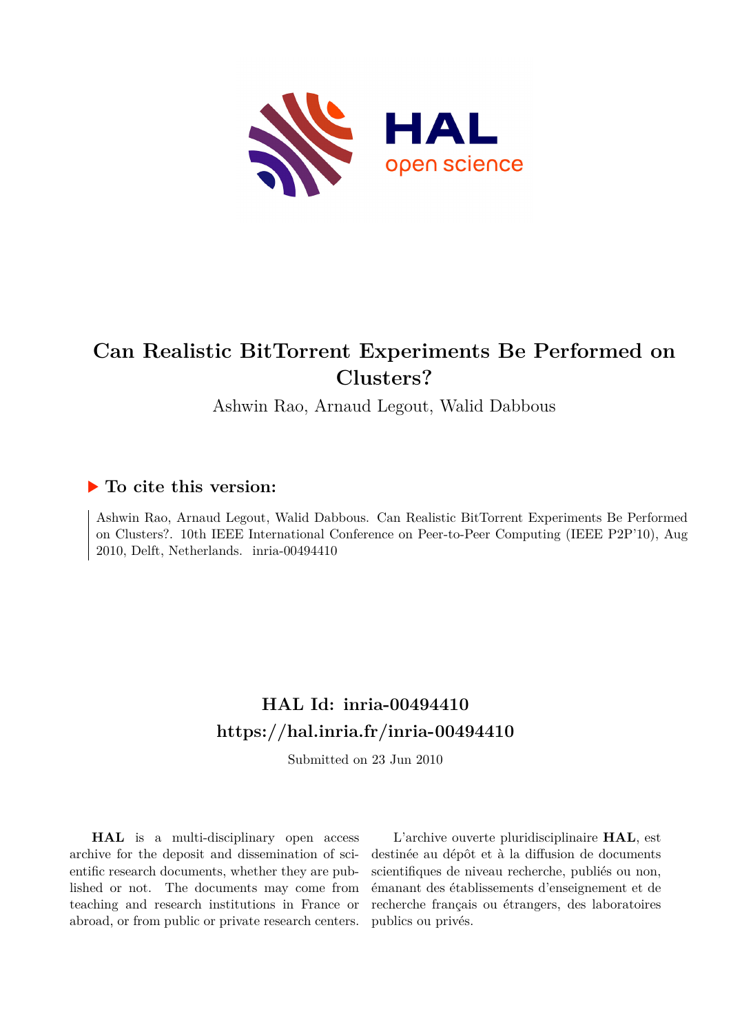# Can Realistic BitTorrent Experiments Be Performed on Clusters?

Ashwin Rao, Arnaud Legout, Walid Dabbous

## ▶ To cite this version:

Ashwin Rao, Arnaud Legout, Walid Dabbous. Can Realistic BitTorrent Experiments Be Performed on Clusters?. 10th IEEE International Conference on Peer-to-Peer Computing (IEEE P2P'10), Aug 2010, Delft, Netherlands. inria-00494410

## HAL Id: inria-00494410
## https://hal.inria.fr/inria-00494410

Submitted on 23 Jun 2010

**HAL** is a multi-disciplinary open access archive for the deposit and dissemination of scientific research documents, whether they are published or not. The documents may come from teaching and research institutions in France or abroad, or from public or private research centers.

L'archive ouverte pluridisciplinaire **HAL**, est destinée au dépôt et à la diffusion de documents scientifiques de niveau recherche, publiés ou non, émanant des établissements d'enseignement et de recherche français ou étrangers, des laboratoires publics ou privés.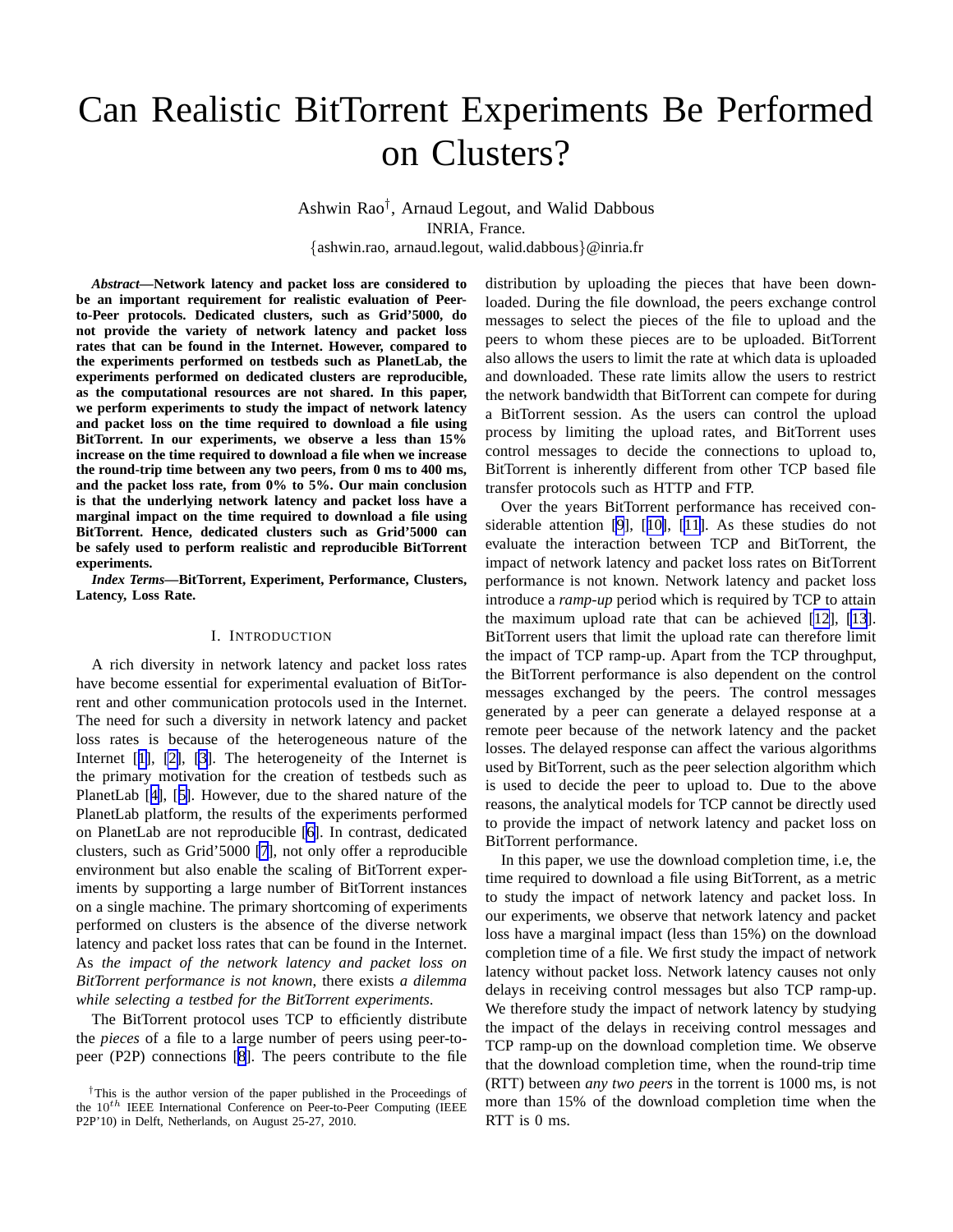# Can Realistic BitTorrent Experiments Be Performed on Clusters?

Ashwin Rao[†], Arnaud Legout, and Walid Dabbous
INRIA, France.
{ashwin.rao, arnaud.legout, walid.dabbous}@inria.fr

***Abstract*—Network latency and packet loss are considered to be an important requirement for realistic evaluation of Peer-to-Peer protocols. Dedicated clusters, such as Grid'5000, do not provide the variety of network latency and packet loss rates that can be found in the Internet. However, compared to the experiments performed on testbeds such as PlanetLab, the experiments performed on dedicated clusters are reproducible, as the computational resources are not shared. In this paper, we perform experiments to study the impact of network latency and packet loss on the time required to download a file using BitTorrent. In our experiments, we observe a less than 15% increase on the time required to download a file when we increase the round-trip time between any two peers, from 0 ms to 400 ms, and the packet loss rate, from 0% to 5%. Our main conclusion is that the underlying network latency and packet loss have a marginal impact on the time required to download a file using BitTorrent. Hence, dedicated clusters such as Grid'5000 can be safely used to perform realistic and reproducible BitTorrent experiments.**

***Index Terms*—BitTorrent, Experiment, Performance, Clusters, Latency, Loss Rate.**

## I. Introduction

A rich diversity in network latency and packet loss rates have become essential for experimental evaluation of BitTorrent and other communication protocols used in the Internet. The need for such a diversity in network latency and packet loss rates is because of the heterogeneous nature of the Internet [1], [2], [3]. The heterogeneity of the Internet is the primary motivation for the creation of testbeds such as PlanetLab [4], [5]. However, due to the shared nature of the PlanetLab platform, the results of the experiments performed on PlanetLab are not reproducible [6]. In contrast, dedicated clusters, such as Grid'5000 [7], not only offer a reproducible environment but also enable the scaling of BitTorrent experiments by supporting a large number of BitTorrent instances on a single machine. The primary shortcoming of experiments performed on clusters is the absence of the diverse network latency and packet loss rates that can be found in the Internet. As *the impact of the network latency and packet loss on BitTorrent performance is not known*, there exists *a dilemma while selecting a testbed for the BitTorrent experiments*.

The BitTorrent protocol uses TCP to efficiently distribute the *pieces* of a file to a large number of peers using peer-to-peer (P2P) connections [8]. The peers contribute to the file distribution by uploading the pieces that have been downloaded. During the file download, the peers exchange control messages to select the pieces of the file to upload and the peers to whom these pieces are to be uploaded. BitTorrent also allows the users to limit the rate at which data is uploaded and downloaded. These rate limits allow the users to restrict the network bandwidth that BitTorrent can compete for during a BitTorrent session. As the users can control the upload process by limiting the upload rates, and BitTorrent uses control messages to decide the connections to upload to, BitTorrent is inherently different from other TCP based file transfer protocols such as HTTP and FTP.

Over the years BitTorrent performance has received considerable attention [9], [10], [11]. As these studies do not evaluate the interaction between TCP and BitTorrent, the impact of network latency and packet loss rates on BitTorrent performance is not known. Network latency and packet loss introduce a *ramp-up* period which is required by TCP to attain the maximum upload rate that can be achieved [12], [13]. BitTorrent users that limit the upload rate can therefore limit the impact of TCP ramp-up. Apart from the TCP throughput, the BitTorrent performance is also dependent on the control messages exchanged by the peers. The control messages generated by a peer can generate a delayed response at a remote peer because of the network latency and the packet losses. The delayed response can affect the various algorithms used by BitTorrent, such as the peer selection algorithm which is used to decide the peer to upload to. Due to the above reasons, the analytical models for TCP cannot be directly used to provide the impact of network latency and packet loss on BitTorrent performance.

In this paper, we use the download completion time, i.e, the time required to download a file using BitTorrent, as a metric to study the impact of network latency and packet loss. In our experiments, we observe that network latency and packet loss have a marginal impact (less than 15%) on the download completion time of a file. We first study the impact of network latency without packet loss. Network latency causes not only delays in receiving control messages but also TCP ramp-up. We therefore study the impact of network latency by studying the impact of the delays in receiving control messages and TCP ramp-up on the download completion time. We observe that the download completion time, when the round-trip time (RTT) between *any two peers* in the torrent is 1000 ms, is not more than 15% of the download completion time when the RTT is 0 ms.

[†]This is the author version of the paper published in the Proceedings of the $10^{th}$ IEEE International Conference on Peer-to-Peer Computing (IEEE P2P'10) in Delft, Netherlands, on August 25-27, 2010.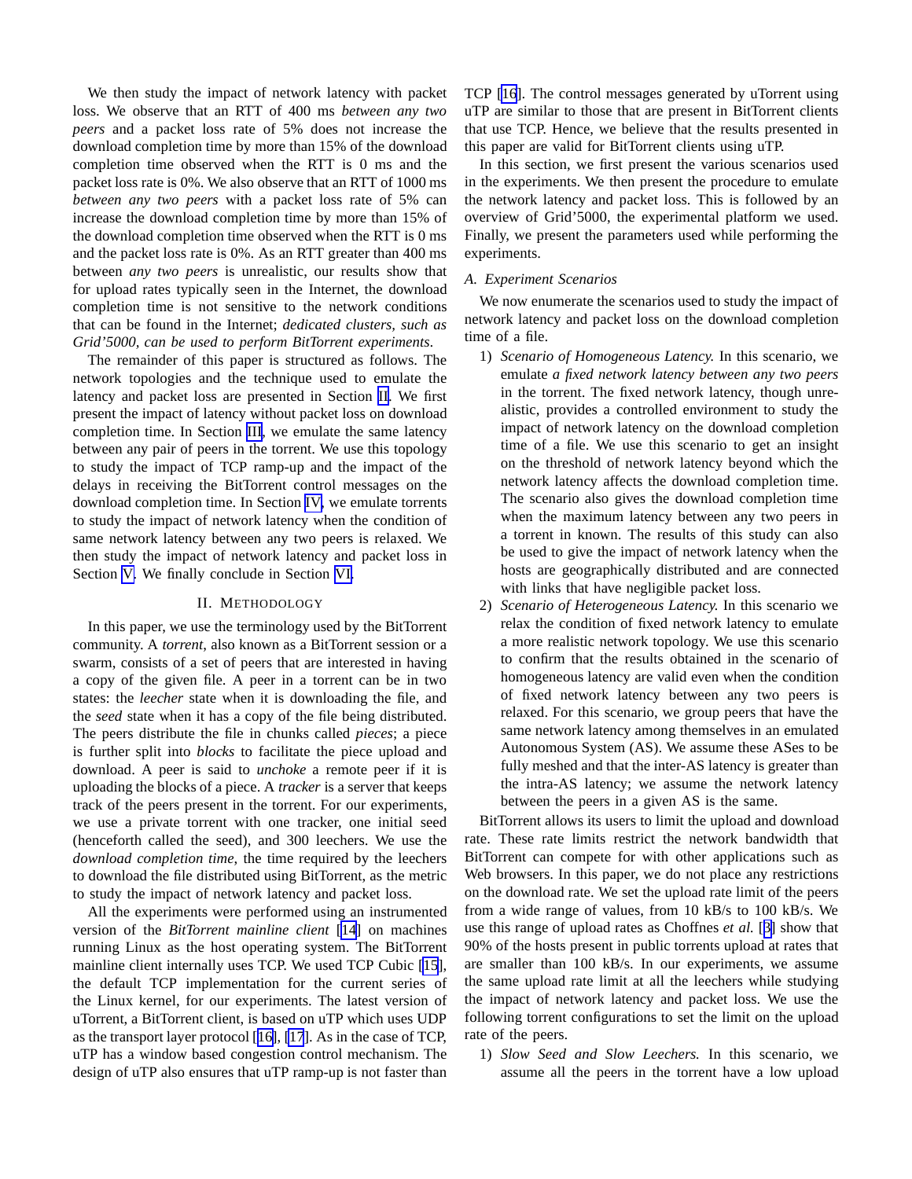We then study the impact of network latency with packet loss. We observe that an RTT of 400 ms *between any two peers* and a packet loss rate of 5% does not increase the download completion time by more than 15% of the download completion time observed when the RTT is 0 ms and the packet loss rate is 0%. We also observe that an RTT of 1000 ms *between any two peers* with a packet loss rate of 5% can increase the download completion time by more than 15% of the download completion time observed when the RTT is 0 ms and the packet loss rate is 0%. As an RTT greater than 400 ms between *any two peers* is unrealistic, our results show that for upload rates typically seen in the Internet, the download completion time is not sensitive to the network conditions that can be found in the Internet; *dedicated clusters, such as Grid'5000, can be used to perform BitTorrent experiments*.

The remainder of this paper is structured as follows. The network topologies and the technique used to emulate the latency and packet loss are presented in Section II. We first present the impact of latency without packet loss on download completion time. In Section III, we emulate the same latency between any pair of peers in the torrent. We use this topology to study the impact of TCP ramp-up and the impact of the delays in receiving the BitTorrent control messages on the download completion time. In Section IV, we emulate torrents to study the impact of network latency when the condition of same network latency between any two peers is relaxed. We then study the impact of network latency and packet loss in Section V. We finally conclude in Section VI.

## II. Methodology

In this paper, we use the terminology used by the BitTorrent community. A *torrent*, also known as a BitTorrent session or a swarm, consists of a set of peers that are interested in having a copy of the given file. A peer in a torrent can be in two states: the *leecher* state when it is downloading the file, and the *seed* state when it has a copy of the file being distributed. The peers distribute the file in chunks called *pieces*; a piece is further split into *blocks* to facilitate the piece upload and download. A peer is said to *unchoke* a remote peer if it is uploading the blocks of a piece. A *tracker* is a server that keeps track of the peers present in the torrent. For our experiments, we use a private torrent with one tracker, one initial seed (henceforth called the seed), and 300 leechers. We use the *download completion time*, the time required by the leechers to download the file distributed using BitTorrent, as the metric to study the impact of network latency and packet loss.

All the experiments were performed using an instrumented version of the *BitTorrent mainline client* [14] on machines running Linux as the host operating system. The BitTorrent mainline client internally uses TCP. We used TCP Cubic [15], the default TCP implementation for the current series of the Linux kernel, for our experiments. The latest version of uTorrent, a BitTorrent client, is based on uTP which uses UDP as the transport layer protocol [16], [17]. As in the case of TCP, uTP has a window based congestion control mechanism. The design of uTP also ensures that uTP ramp-up is not faster than TCP [16]. The control messages generated by uTorrent using uTP are similar to those that are present in BitTorrent clients that use TCP. Hence, we believe that the results presented in this paper are valid for BitTorrent clients using uTP.

In this section, we first present the various scenarios used in the experiments. We then present the procedure to emulate the network latency and packet loss. This is followed by an overview of Grid'5000, the experimental platform we used. Finally, we present the parameters used while performing the experiments.

### A. Experiment Scenarios

We now enumerate the scenarios used to study the impact of network latency and packet loss on the download completion time of a file.

1) *Scenario of Homogeneous Latency.* In this scenario, we emulate *a fixed network latency between any two peers* in the torrent. The fixed network latency, though unrealistic, provides a controlled environment to study the impact of network latency on the download completion time of a file. We use this scenario to get an insight on the threshold of network latency beyond which the network latency affects the download completion time. The scenario also gives the download completion time when the maximum latency between any two peers in a torrent in known. The results of this study can also be used to give the impact of network latency when the hosts are geographically distributed and are connected with links that have negligible packet loss.
2) *Scenario of Heterogeneous Latency.* In this scenario we relax the condition of fixed network latency to emulate a more realistic network topology. We use this scenario to confirm that the results obtained in the scenario of homogeneous latency are valid even when the condition of fixed network latency between any two peers is relaxed. For this scenario, we group peers that have the same network latency among themselves in an emulated Autonomous System (AS). We assume these ASes to be fully meshed and that the inter-AS latency is greater than the intra-AS latency; we assume the network latency between the peers in a given AS is the same.

BitTorrent allows its users to limit the upload and download rate. These rate limits restrict the network bandwidth that BitTorrent can compete for with other applications such as Web browsers. In this paper, we do not place any restrictions on the download rate. We set the upload rate limit of the peers from a wide range of values, from 10 kB/s to 100 kB/s. We use this range of upload rates as Choffnes *et al.* [3] show that 90% of the hosts present in public torrents upload at rates that are smaller than 100 kB/s. In our experiments, we assume the same upload rate limit at all the leechers while studying the impact of network latency and packet loss. We use the following torrent configurations to set the limit on the upload rate of the peers.

1) *Slow Seed and Slow Leechers.* In this scenario, we assume all the peers in the torrent have a low upload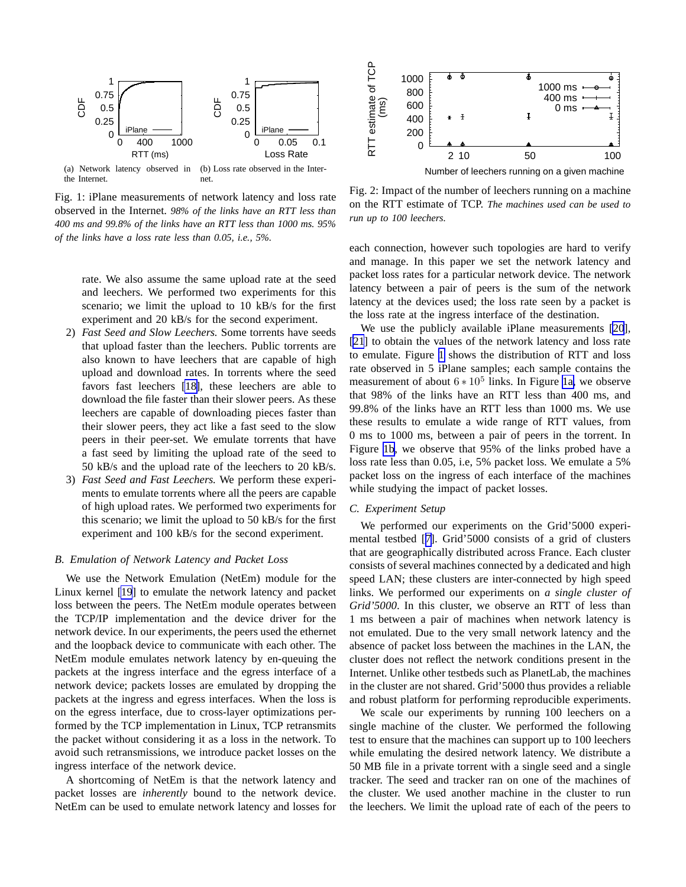(a) Network latency observed in the Internet.

(b) Loss rate observed in the Internet.

Fig. 1: iPlane measurements of network latency and loss rate observed in the Internet. *98% of the links have an RTT less than 400 ms and 99.8% of the links have an RTT less than 1000 ms. 95% of the links have a loss rate less than 0.05, i.e., 5%.*

rate. We also assume the same upload rate at the seed and leechers. We performed two experiments for this scenario; we limit the upload to 10 kB/s for the first experiment and 20 kB/s for the second experiment.

2) *Fast Seed and Slow Leechers.* Some torrents have seeds that upload faster than the leechers. Public torrents are also known to have leechers that are capable of high upload and download rates. In torrents where the seed favors fast leechers [18], these leechers are able to download the file faster than their slower peers. As these leechers are capable of downloading pieces faster than their slower peers, they act like a fast seed to the slow peers in their peer-set. We emulate torrents that have a fast seed by limiting the upload rate of the seed to 50 kB/s and the upload rate of the leechers to 20 kB/s.
3) *Fast Seed and Fast Leechers.* We perform these experiments to emulate torrents where all the peers are capable of high upload rates. We performed two experiments for this scenario; we limit the upload to 50 kB/s for the first experiment and 100 kB/s for the second experiment.

### B. Emulation of Network Latency and Packet Loss

We use the Network Emulation (NetEm) module for the Linux kernel [19] to emulate the network latency and packet loss between the peers. The NetEm module operates between the TCP/IP implementation and the device driver for the network device. In our experiments, the peers used the ethernet and the loopback device to communicate with each other. The NetEm module emulates network latency by en-queuing the packets at the ingress interface and the egress interface of a network device; packets losses are emulated by dropping the packets at the ingress and egress interfaces. When the loss is on the egress interface, due to cross-layer optimizations performed by the TCP implementation in Linux, TCP retransmits the packet without considering it as a loss in the network. To avoid such retransmissions, we introduce packet losses on the ingress interface of the network device.

A shortcoming of NetEm is that the network latency and packet losses are *inherently* bound to the network device. NetEm can be used to emulate network latency and losses for each connection, however such topologies are hard to verify and manage. In this paper we set the network latency and packet loss rates for a particular network device. The network latency between a pair of peers is the sum of the network latency at the devices used; the loss rate seen by a packet is the loss rate at the ingress interface of the destination.

Fig. 2: Impact of the number of leechers running on a machine on the RTT estimate of TCP. *The machines used can be used to run up to 100 leechers.*

We use the publicly available iPlane measurements [20], [21] to obtain the values of the network latency and loss rate to emulate. Figure 1 shows the distribution of RTT and loss rate observed in 5 iPlane samples; each sample contains the measurement of about $6 * 10^5$ links. In Figure 1a, we observe that 98% of the links have an RTT less than 400 ms, and 99.8% of the links have an RTT less than 1000 ms. We use these results to emulate a wide range of RTT values, from 0 ms to 1000 ms, between a pair of peers in the torrent. In Figure 1b, we observe that 95% of the links probed have a loss rate less than 0.05, i.e, 5% packet loss. We emulate a 5% packet loss on the ingress of each interface of the machines while studying the impact of packet losses.

### C. Experiment Setup

We performed our experiments on the Grid'5000 experimental testbed [7]. Grid'5000 consists of a grid of clusters that are geographically distributed across France. Each cluster consists of several machines connected by a dedicated and high speed LAN; these clusters are inter-connected by high speed links. We performed our experiments on *a single cluster of Grid'5000*. In this cluster, we observe an RTT of less than 1 ms between a pair of machines when network latency is not emulated. Due to the very small network latency and the absence of packet loss between the machines in the LAN, the cluster does not reflect the network conditions present in the Internet. Unlike other testbeds such as PlanetLab, the machines in the cluster are not shared. Grid'5000 thus provides a reliable and robust platform for performing reproducible experiments.

We scale our experiments by running 100 leechers on a single machine of the cluster. We performed the following test to ensure that the machines can support up to 100 leechers while emulating the desired network latency. We distribute a 50 MB file in a private torrent with a single seed and a single tracker. The seed and tracker ran on one of the machines of the cluster. We used another machine in the cluster to run the leechers. We limit the upload rate of each of the peers to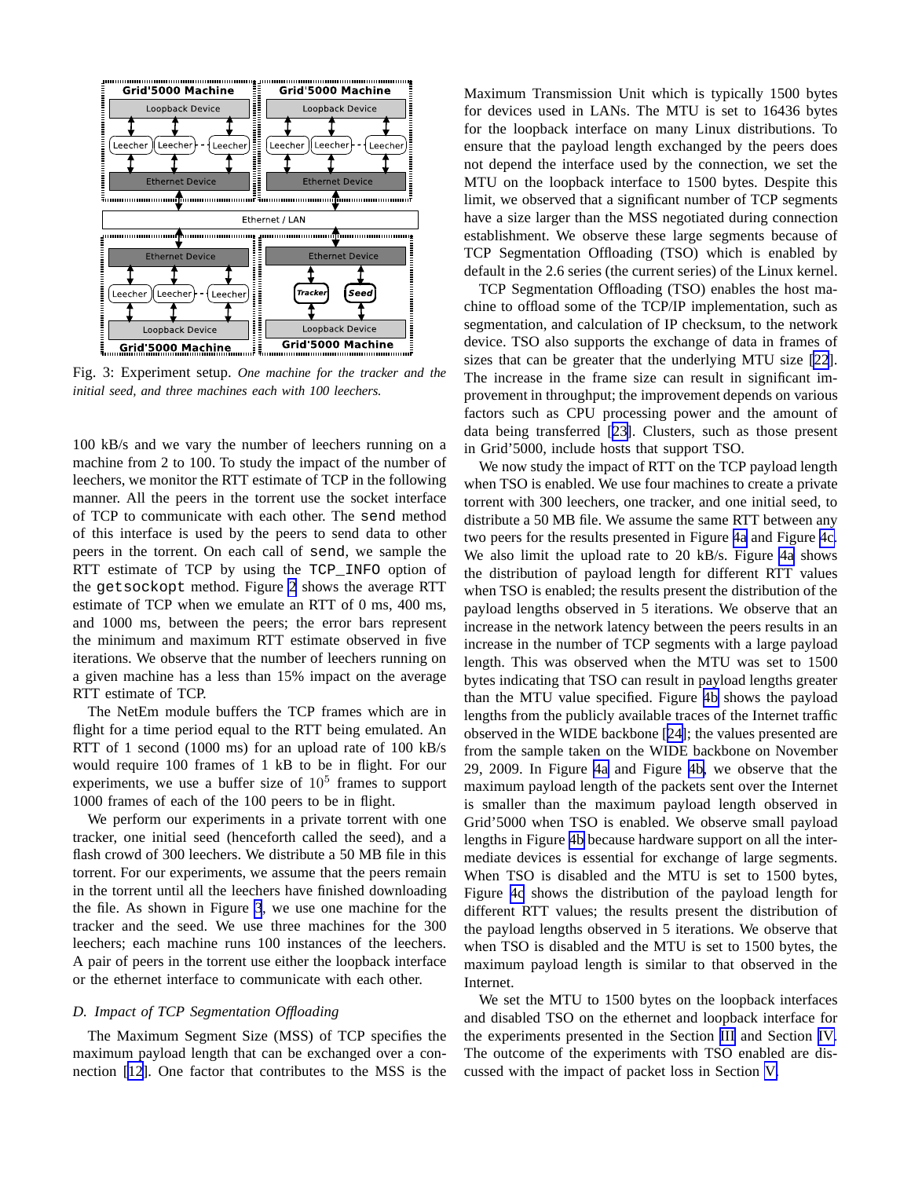Fig. 3: Experiment setup. *One machine for the tracker and the initial seed, and three machines each with 100 leechers.*

100 kB/s and we vary the number of leechers running on a machine from 2 to 100. To study the impact of the number of leechers, we monitor the RTT estimate of TCP in the following manner. All the peers in the torrent use the socket interface of TCP to communicate with each other. The `send` method of this interface is used by the peers to send data to other peers in the torrent. On each call of `send`, we sample the RTT estimate of TCP by using the `TCP_INFO` option of the `getsockopt` method. Figure 2 shows the average RTT estimate of TCP when we emulate an RTT of 0 ms, 400 ms, and 1000 ms, between the peers; the error bars represent the minimum and maximum RTT estimate observed in five iterations. We observe that the number of leechers running on a given machine has a less than 15% impact on the average RTT estimate of TCP.

The NetEm module buffers the TCP frames which are in flight for a time period equal to the RTT being emulated. An RTT of 1 second (1000 ms) for an upload rate of 100 kB/s would require 100 frames of 1 kB to be in flight. For our experiments, we use a buffer size of $10^5$ frames to support 1000 frames of each of the 100 peers to be in flight.

We perform our experiments in a private torrent with one tracker, one initial seed (henceforth called the seed), and a flash crowd of 300 leechers. We distribute a 50 MB file in this torrent. For our experiments, we assume that the peers remain in the torrent until all the leechers have finished downloading the file. As shown in Figure 3, we use one machine for the tracker and the seed. We use three machines for the 300 leechers; each machine runs 100 instances of the leechers. A pair of peers in the torrent use either the loopback interface or the ethernet interface to communicate with each other.

### D. Impact of TCP Segmentation Offloading

The Maximum Segment Size (MSS) of TCP specifies the maximum payload length that can be exchanged over a connection [12]. One factor that contributes to the MSS is the Maximum Transmission Unit which is typically 1500 bytes for devices used in LANs. The MTU is set to 16436 bytes for the loopback interface on many Linux distributions. To ensure that the payload length exchanged by the peers does not depend the interface used by the connection, we set the MTU on the loopback interface to 1500 bytes. Despite this limit, we observed that a significant number of TCP segments have a size larger than the MSS negotiated during connection establishment. We observe these large segments because of TCP Segmentation Offloading (TSO) which is enabled by default in the 2.6 series (the current series) of the Linux kernel.

TCP Segmentation Offloading (TSO) enables the host machine to offload some of the TCP/IP implementation, such as segmentation, and calculation of IP checksum, to the network device. TSO also supports the exchange of data in frames of sizes that can be greater that the underlying MTU size [22]. The increase in the frame size can result in significant improvement in throughput; the improvement depends on various factors such as CPU processing power and the amount of data being transferred [23]. Clusters, such as those present in Grid'5000, include hosts that support TSO.

We now study the impact of RTT on the TCP payload length when TSO is enabled. We use four machines to create a private torrent with 300 leechers, one tracker, and one initial seed, to distribute a 50 MB file. We assume the same RTT between any two peers for the results presented in Figure 4a and Figure 4c. We also limit the upload rate to 20 kB/s. Figure 4a shows the distribution of payload length for different RTT values when TSO is enabled; the results present the distribution of the payload lengths observed in 5 iterations. We observe that an increase in the network latency between the peers results in an increase in the number of TCP segments with a large payload length. This was observed when the MTU was set to 1500 bytes indicating that TSO can result in payload lengths greater than the MTU value specified. Figure 4b shows the payload lengths from the publicly available traces of the Internet traffic observed in the WIDE backbone [24]; the values presented are from the sample taken on the WIDE backbone on November 29, 2009. In Figure 4a and Figure 4b, we observe that the maximum payload length of the packets sent over the Internet is smaller than the maximum payload length observed in Grid'5000 when TSO is enabled. We observe small payload lengths in Figure 4b because hardware support on all the intermediate devices is essential for exchange of large segments. When TSO is disabled and the MTU is set to 1500 bytes, Figure 4c shows the distribution of the payload length for different RTT values; the results present the distribution of the payload lengths observed in 5 iterations. We observe that when TSO is disabled and the MTU is set to 1500 bytes, the maximum payload length is similar to that observed in the Internet.

We set the MTU to 1500 bytes on the loopback interfaces and disabled TSO on the ethernet and loopback interface for the experiments presented in the Section III and Section IV. The outcome of the experiments with TSO enabled are discussed with the impact of packet loss in Section V.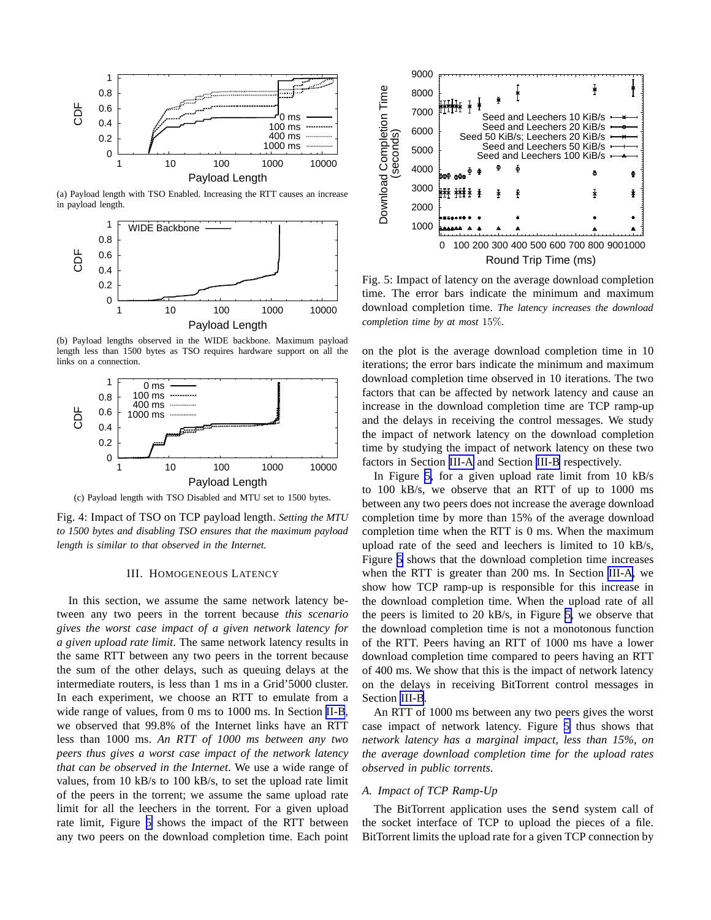(a) Payload length with TSO Enabled. Increasing the RTT causes an increase in payload length.

(b) Payload lengths observed in the WIDE backbone. Maximum payload length less than 1500 bytes as TSO requires hardware support on all the links on a connection.

(c) Payload length with TSO Disabled and MTU set to 1500 bytes.

Fig. 4: Impact of TSO on TCP payload length. *Setting the MTU to 1500 bytes and disabling TSO ensures that the maximum payload length is similar to that observed in the Internet.*

Fig. 5: Impact of latency on the average download completion time. The error bars indicate the minimum and maximum download completion time. *The latency increases the download completion time by at most* 15%.

## III. Homogeneous Latency

In this section, we assume the same network latency between any two peers in the torrent because *this scenario gives the worst case impact of a given network latency for a given upload rate limit*. The same network latency results in the same RTT between any two peers in the torrent because the sum of the other delays, such as queuing delays at the intermediate routers, is less than 1 ms in a Grid'5000 cluster. In each experiment, we choose an RTT to emulate from a wide range of values, from 0 ms to 1000 ms. In Section II-B, we observed that 99.8% of the Internet links have an RTT less than 1000 ms. *An RTT of 1000 ms between any two peers thus gives a worst case impact of the network latency that can be observed in the Internet*. We use a wide range of values, from 10 kB/s to 100 kB/s, to set the upload rate limit of the peers in the torrent; we assume the same upload rate limit for all the leechers in the torrent. For a given upload rate limit, Figure 5 shows the impact of the RTT between any two peers on the download completion time. Each point on the plot is the average download completion time in 10 iterations; the error bars indicate the minimum and maximum download completion time observed in 10 iterations. The two factors that can be affected by network latency and cause an increase in the download completion time are TCP ramp-up and the delays in receiving the control messages. We study the impact of network latency on the download completion time by studying the impact of network latency on these two factors in Section III-A and Section III-B respectively.

In Figure 5, for a given upload rate limit from 10 kB/s to 100 kB/s, we observe that an RTT of up to 1000 ms between any two peers does not increase the average download completion time by more than 15% of the average download completion time when the RTT is 0 ms. When the maximum upload rate of the seed and leechers is limited to 10 kB/s, Figure 5 shows that the download completion time increases when the RTT is greater than 200 ms. In Section III-A, we show how TCP ramp-up is responsible for this increase in the download completion time. When the upload rate of all the peers is limited to 20 kB/s, in Figure 5, we observe that the download completion time is not a monotonous function of the RTT. Peers having an RTT of 1000 ms have a lower download completion time compared to peers having an RTT of 400 ms. We show that this is the impact of network latency on the delays in receiving BitTorrent control messages in Section III-B.

An RTT of 1000 ms between any two peers gives the worst case impact of network latency. Figure 5 thus shows that *network latency has a marginal impact, less than 15%, on the average download completion time for the upload rates observed in public torrents*.

### A. Impact of TCP Ramp-Up

The BitTorrent application uses the `send` system call of the socket interface of TCP to upload the pieces of a file. BitTorrent limits the upload rate for a given TCP connection by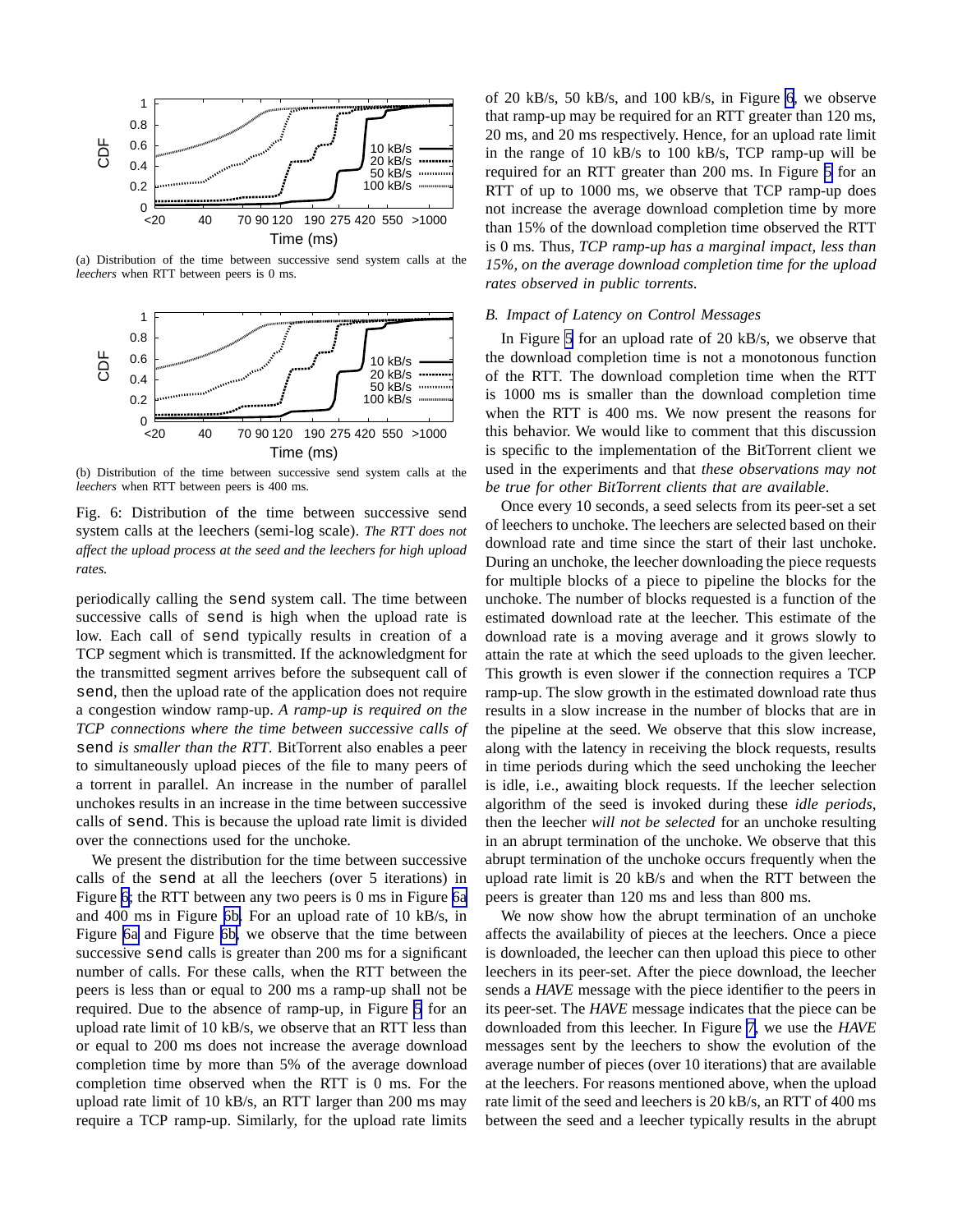1
0.8
0.6
0.4
0.2
0
CDF
<20 40 70 90 120 190 275 420 550 >1000
Time (ms)
10 kB/s
20 kB/s
50 kB/s
100 kB/s

(a) Distribution of the time between successive send system calls at the *leechers* when RTT between peers is 0 ms.

1
0.8
0.6
0.4
0.2
0
CDF
<20 40 70 90 120 190 275 420 550 >1000
Time (ms)
10 kB/s
20 kB/s
50 kB/s
100 kB/s

(b) Distribution of the time between successive send system calls at the *leechers* when RTT between peers is 400 ms.

Fig. 6: Distribution of the time between successive send system calls at the leechers (semi-log scale). *The RTT does not affect the upload process at the seed and the leechers for high upload rates.*

periodically calling the send system call. The time between successive calls of send is high when the upload rate is low. Each call of send typically results in creation of a TCP segment which is transmitted. If the acknowledgment for the transmitted segment arrives before the subsequent call of send, then the upload rate of the application does not require a congestion window ramp-up. *A ramp-up is required on the TCP connections where the time between successive calls of* send *is smaller than the RTT*. BitTorrent also enables a peer to simultaneously upload pieces of the file to many peers of a torrent in parallel. An increase in the number of parallel unchokes results in an increase in the time between successive calls of send. This is because the upload rate limit is divided over the connections used for the unchoke.

We present the distribution for the time between successive calls of the send at all the leechers (over 5 iterations) in Figure 6; the RTT between any two peers is 0 ms in Figure 6a and 400 ms in Figure 6b. For an upload rate of 10 kB/s, in Figure 6a and Figure 6b, we observe that the time between successive send calls is greater than 200 ms for a significant number of calls. For these calls, when the RTT between the peers is less than or equal to 200 ms a ramp-up shall not be required. Due to the absence of ramp-up, in Figure 5 for an upload rate limit of 10 kB/s, we observe that an RTT less than or equal to 200 ms does not increase the average download completion time by more than 5% of the average download completion time observed when the RTT is 0 ms. For the upload rate limit of 10 kB/s, an RTT larger than 200 ms may require a TCP ramp-up. Similarly, for the upload rate limits of 20 kB/s, 50 kB/s, and 100 kB/s, in Figure 6, we observe that ramp-up may be required for an RTT greater than 120 ms, 20 ms, and 20 ms respectively. Hence, for an upload rate limit in the range of 10 kB/s to 100 kB/s, TCP ramp-up will be required for an RTT greater than 200 ms. In Figure 5 for an RTT of up to 1000 ms, we observe that TCP ramp-up does not increase the average download completion time by more than 15% of the download completion time observed the RTT is 0 ms. Thus, *TCP ramp-up has a marginal impact, less than 15%, on the average download completion time for the upload rates observed in public torrents.*

### B. Impact of Latency on Control Messages

In Figure 5 for an upload rate of 20 kB/s, we observe that the download completion time is not a monotonous function of the RTT. The download completion time when the RTT is 1000 ms is smaller than the download completion time when the RTT is 400 ms. We now present the reasons for this behavior. We would like to comment that this discussion is specific to the implementation of the BitTorrent client we used in the experiments and that *these observations may not be true for other BitTorrent clients that are available*.

Once every 10 seconds, a seed selects from its peer-set a set of leechers to unchoke. The leechers are selected based on their download rate and time since the start of their last unchoke. During an unchoke, the leecher downloading the piece requests for multiple blocks of a piece to pipeline the blocks for the unchoke. The number of blocks requested is a function of the estimated download rate at the leecher. This estimate of the download rate is a moving average and it grows slowly to attain the rate at which the seed uploads to the given leecher. This growth is even slower if the connection requires a TCP ramp-up. The slow growth in the estimated download rate thus results in a slow increase in the number of blocks that are in the pipeline at the seed. We observe that this slow increase, along with the latency in receiving the block requests, results in time periods during which the seed unchoking the leecher is idle, i.e., awaiting block requests. If the leecher selection algorithm of the seed is invoked during these *idle periods*, then the leecher *will not be selected* for an unchoke resulting in an abrupt termination of the unchoke. We observe that this abrupt termination of the unchoke occurs frequently when the upload rate limit is 20 kB/s and when the RTT between the peers is greater than 120 ms and less than 800 ms.

We now show how the abrupt termination of an unchoke affects the availability of pieces at the leechers. Once a piece is downloaded, the leecher can then upload this piece to other leechers in its peer-set. After the piece download, the leecher sends a *HAVE* message with the piece identifier to the peers in its peer-set. The *HAVE* message indicates that the piece can be downloaded from this leecher. In Figure 7, we use the *HAVE* messages sent by the leechers to show the evolution of the average number of pieces (over 10 iterations) that are available at the leechers. For reasons mentioned above, when the upload rate limit of the seed and leechers is 20 kB/s, an RTT of 400 ms between the seed and a leecher typically results in the abrupt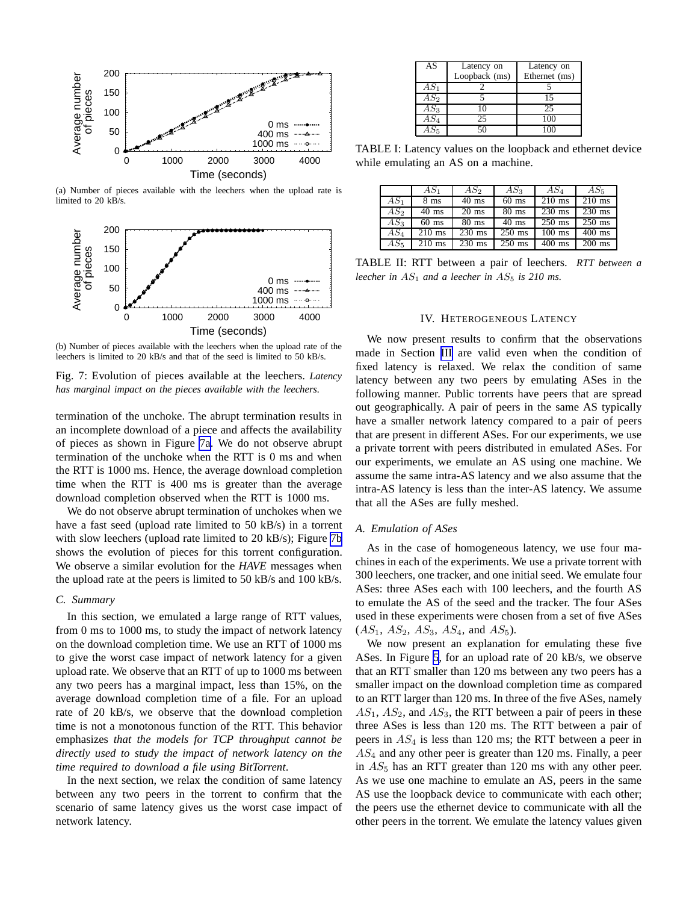(a) Number of pieces available with the leechers when the upload rate is limited to 20 kB/s.

(b) Number of pieces available with the leechers when the upload rate of the leechers is limited to 20 kB/s and that of the seed is limited to 50 kB/s.

Fig. 7: Evolution of pieces available at the leechers. *Latency has marginal impact on the pieces available with the leechers.*

termination of the unchoke. The abrupt termination results in an incomplete download of a piece and affects the availability of pieces as shown in Figure 7a. We do not observe abrupt termination of the unchoke when the RTT is 0 ms and when the RTT is 1000 ms. Hence, the average download completion time when the RTT is 400 ms is greater than the average download completion observed when the RTT is 1000 ms.

We do not observe abrupt termination of unchokes when we have a fast seed (upload rate limited to 50 kB/s) in a torrent with slow leechers (upload rate limited to 20 kB/s); Figure 7b shows the evolution of pieces for this torrent configuration. We observe a similar evolution for the *HAVE* messages when the upload rate at the peers is limited to 50 kB/s and 100 kB/s.

### C. Summary

In this section, we emulated a large range of RTT values, from 0 ms to 1000 ms, to study the impact of network latency on the download completion time. We use an RTT of 1000 ms to give the worst case impact of network latency for a given upload rate. We observe that an RTT of up to 1000 ms between any two peers has a marginal impact, less than 15%, on the average download completion time of a file. For an upload rate of 20 kB/s, we observe that the download completion time is not a monotonous function of the RTT. This behavior emphasizes *that the models for TCP throughput cannot be directly used to study the impact of network latency on the time required to download a file using BitTorrent*.

In the next section, we relax the condition of same latency between any two peers in the torrent to confirm that the scenario of same latency gives us the worst case impact of network latency.

| AS | Latency on Loopback (ms) | Latency on Ethernet (ms) |
|---|---|---|
| $AS_1$ | 2 | 5 |
| $AS_2$ | 5 | 15 |
| $AS_3$ | 10 | 25 |
| $AS_4$ | 25 | 100 |
| $AS_5$ | 50 | 100 |

TABLE I: Latency values on the loopback and ethernet device while emulating an AS on a machine.

| | $AS_1$ | $AS_2$ | $AS_3$ | $AS_4$ | $AS_5$ |
|---|---|---|---|---|---|
| $AS_1$ | 8 ms | 40 ms | 60 ms | 210 ms | 210 ms |
| $AS_2$ | 40 ms | 20 ms | 80 ms | 230 ms | 230 ms |
| $AS_3$ | 60 ms | 80 ms | 40 ms | 250 ms | 250 ms |
| $AS_4$ | 210 ms | 230 ms | 250 ms | 100 ms | 400 ms |
| $AS_5$ | 210 ms | 230 ms | 250 ms | 400 ms | 200 ms |

TABLE II: RTT between a pair of leechers. *RTT between a leecher in $AS_1$ and a leecher in $AS_5$ is 210 ms.*

## IV. Heterogeneous Latency

We now present results to confirm that the observations made in Section III are valid even when the condition of fixed latency is relaxed. We relax the condition of same latency between any two peers by emulating ASes in the following manner. Public torrents have peers that are spread out geographically. A pair of peers in the same AS typically have a smaller network latency compared to a pair of peers that are present in different ASes. For our experiments, we use a private torrent with peers distributed in emulated ASes. For our experiments, we emulate an AS using one machine. We assume the same intra-AS latency and we also assume that the intra-AS latency is less than the inter-AS latency. We assume that all the ASes are fully meshed.

### A. Emulation of ASes

As in the case of homogeneous latency, we use four machines in each of the experiments. We use a private torrent with 300 leechers, one tracker, and one initial seed. We emulate four ASes: three ASes each with 100 leechers, and the fourth AS to emulate the AS of the seed and the tracker. The four ASes used in these experiments were chosen from a set of five ASes ($AS_1$, $AS_2$, $AS_3$, $AS_4$, and $AS_5$).

We now present an explanation for emulating these five ASes. In Figure 5, for an upload rate of 20 kB/s, we observe that an RTT smaller than 120 ms between any two peers has a smaller impact on the download completion time as compared to an RTT larger than 120 ms. In three of the five ASes, namely $AS_1$, $AS_2$, and $AS_3$, the RTT between a pair of peers in these three ASes is less than 120 ms. The RTT between a pair of peers in $AS_4$ is less than 120 ms; the RTT between a peer in $AS_4$ and any other peer is greater than 120 ms. Finally, a peer in $AS_5$ has an RTT greater than 120 ms with any other peer. As we use one machine to emulate an AS, peers in the same AS use the loopback device to communicate with each other; the peers use the ethernet device to communicate with all the other peers in the torrent. We emulate the latency values given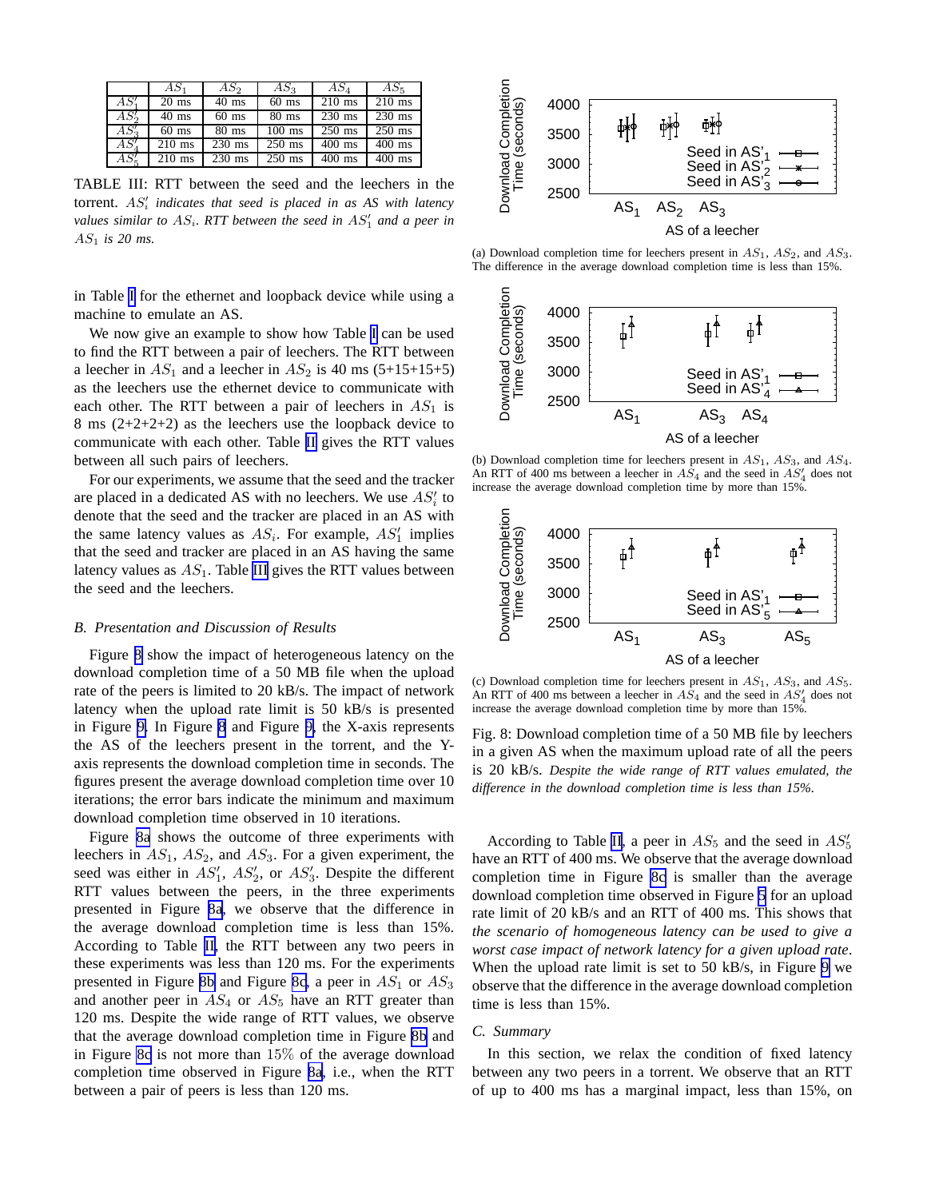|  | $AS_1$ | $AS_2$ | $AS_3$ | $AS_4$ | $AS_5$ |
|---|---|---|---|---|---|
| $AS'_1$ | 20 ms | 40 ms | 60 ms | 210 ms | 210 ms |
| $AS'_2$ | 40 ms | 60 ms | 80 ms | 230 ms | 230 ms |
| $AS'_3$ | 60 ms | 80 ms | 100 ms | 250 ms | 250 ms |
| $AS'_4$ | 210 ms | 230 ms | 250 ms | 400 ms | 400 ms |
| $AS'_5$ | 210 ms | 230 ms | 250 ms | 400 ms | 400 ms |

TABLE III: RTT between the seed and the leechers in the torrent. *$AS'_i$ indicates that seed is placed in as AS with latency values similar to $AS_i$. RTT between the seed in $AS'_1$ and a peer in $AS_1$ is 20 ms.*

in Table I for the ethernet and loopback device while using a machine to emulate an AS.

We now give an example to show how Table I can be used to find the RTT between a pair of leechers. The RTT between a leecher in $AS_1$ and a leecher in $AS_2$ is 40 ms (5+15+15+5) as the leechers use the ethernet device to communicate with each other. The RTT between a pair of leechers in $AS_1$ is 8 ms (2+2+2+2) as the leechers use the loopback device to communicate with each other. Table II gives the RTT values between all such pairs of leechers.

For our experiments, we assume that the seed and the tracker are placed in a dedicated AS with no leechers. We use $AS'_i$ to denote that the seed and the tracker are placed in an AS with the same latency values as $AS_i$. For example, $AS'_1$ implies that the seed and tracker are placed in an AS having the same latency values as $AS_1$. Table III gives the RTT values between the seed and the leechers.

### B. Presentation and Discussion of Results

Figure 8 show the impact of heterogeneous latency on the download completion time of a 50 MB file when the upload rate of the peers is limited to 20 kB/s. The impact of network latency when the upload rate limit is 50 kB/s is presented in Figure 9. In Figure 8 and Figure 9, the X-axis represents the AS of the leechers present in the torrent, and the Y-axis represents the download completion time in seconds. The figures present the average download completion time over 10 iterations; the error bars indicate the minimum and maximum download completion time observed in 10 iterations.

Figure 8a shows the outcome of three experiments with leechers in $AS_1$, $AS_2$, and $AS_3$. For a given experiment, the seed was either in $AS'_1$, $AS'_2$, or $AS'_3$. Despite the different RTT values between the peers, in the three experiments presented in Figure 8a, we observe that the difference in the average download completion time is less than 15%. According to Table II, the RTT between any two peers in these experiments was less than 120 ms. For the experiments presented in Figure 8b and Figure 8c, a peer in $AS_1$ or $AS_3$ and another peer in $AS_4$ or $AS_5$ have an RTT greater than 120 ms. Despite the wide range of RTT values, we observe that the average download completion time in Figure 8b and in Figure 8c is not more than 15% of the average download completion time observed in Figure 8a, i.e., when the RTT between a pair of peers is less than 120 ms.

(a) Download completion time for leechers present in $AS_1$, $AS_2$, and $AS_3$. The difference in the average download completion time is less than 15%.

(b) Download completion time for leechers present in $AS_1$, $AS_3$, and $AS_4$. An RTT of 400 ms between a leecher in $AS_4$ and the seed in $AS'_4$ does not increase the average download completion time by more than 15%.

(c) Download completion time for leechers present in $AS_1$, $AS_3$, and $AS_5$. An RTT of 400 ms between a leecher in $AS_4$ and the seed in $AS'_4$ does not increase the average download completion time by more than 15%.

Fig. 8: Download completion time of a 50 MB file by leechers in a given AS when the maximum upload rate of all the peers is 20 kB/s. *Despite the wide range of RTT values emulated, the difference in the download completion time is less than 15%.*

According to Table II, a peer in $AS_5$ and the seed in $AS'_5$ have an RTT of 400 ms. We observe that the average download completion time in Figure 8c is smaller than the average download completion time observed in Figure 5 for an upload rate limit of 20 kB/s and an RTT of 400 ms. This shows that *the scenario of homogeneous latency can be used to give a worst case impact of network latency for a given upload rate*. When the upload rate limit is set to 50 kB/s, in Figure 9 we observe that the difference in the average download completion time is less than 15%.

### C. Summary

In this section, we relax the condition of fixed latency between any two peers in a torrent. We observe that an RTT of up to 400 ms has a marginal impact, less than 15%, on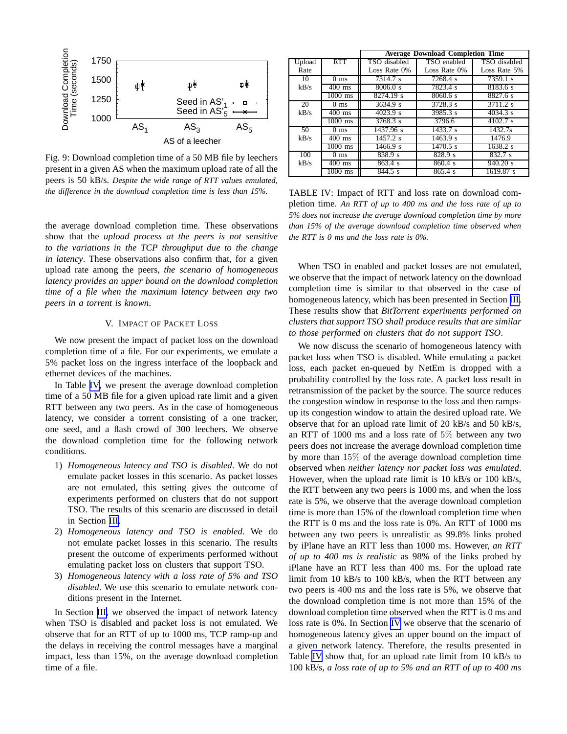Fig. 9: Download completion time of a 50 MB file by leechers present in a given AS when the maximum upload rate of all the peers is 50 kB/s. *Despite the wide range of RTT values emulated, the difference in the download completion time is less than 15%.*

the average download completion time. These observations show that the *upload process at the peers is not sensitive to the variations in the TCP throughput due to the change in latency*. These observations also confirm that, for a given upload rate among the peers, *the scenario of homogeneous latency provides an upper bound on the download completion time of a file when the maximum latency between any two peers in a torrent is known*.

## V. Impact of Packet Loss

We now present the impact of packet loss on the download completion time of a file. For our experiments, we emulate a 5% packet loss on the ingress interface of the loopback and ethernet devices of the machines.

In Table IV, we present the average download completion time of a 50 MB file for a given upload rate limit and a given RTT between any two peers. As in the case of homogeneous latency, we consider a torrent consisting of a one tracker, one seed, and a flash crowd of 300 leechers. We observe the download completion time for the following network conditions.

1) *Homogeneous latency and TSO is disabled*. We do not emulate packet losses in this scenario. As packet losses are not emulated, this setting gives the outcome of experiments performed on clusters that do not support TSO. The results of this scenario are discussed in detail in Section III.
2) *Homogeneous latency and TSO is enabled*. We do not emulate packet losses in this scenario. The results present the outcome of experiments performed without emulating packet loss on clusters that support TSO.
3) *Homogeneous latency with a loss rate of 5% and TSO disabled*. We use this scenario to emulate network conditions present in the Internet.

In Section III, we observed the impact of network latency when TSO is disabled and packet loss is not emulated. We observe that for an RTT of up to 1000 ms, TCP ramp-up and the delays in receiving the control messages have a marginal impact, less than 15%, on the average download completion time of a file.

| | | Average Download Completion Time | | |
|---|---|---|---|---|
| Upload Rate | RTT | TSO disabled Loss Rate 0% | TSO enabled Loss Rate 0% | TSO disabled Loss Rate 5% |
| 10 kB/s | 0 ms | 7314.7 s | 7268.4 s | 7359.1 s |
| | 400 ms | 8006.0 s | 7823.4 s | 8183.6 s |
| | 1000 ms | 8274.19 s | 8060.6 s | 8827.6 s |
| 20 kB/s | 0 ms | 3634.9 s | 3728.3 s | 3711.2 s |
| | 400 ms | 4023.9 s | 3985.3 s | 4034.3 s |
| | 1000 ms | 3768.3 s | 3796.6 | 4102.7 s |
| 50 kB/s | 0 ms | 1437.96 s | 1433.7 s | 1432.7s |
| | 400 ms | 1457.2 s | 1463.9 s | 1476.9 |
| | 1000 ms | 1466.9 s | 1470.5 s | 1638.2 s |
| 100 kB/s | 0 ms | 838.9 s | 828.9 s | 832.7 s |
| | 400 ms | 863.4 s | 860.4 s | 940.20 s |
| | 1000 ms | 844.5 s | 865.4 s | 1619.87 s |

TABLE IV: Impact of RTT and loss rate on download completion time. *An RTT of up to 400 ms and the loss rate of up to 5% does not increase the average download completion time by more than 15% of the average download completion time observed when the RTT is 0 ms and the loss rate is 0%.*

When TSO in enabled and packet losses are not emulated, we observe that the impact of network latency on the download completion time is similar to that observed in the case of homogeneous latency, which has been presented in Section III. These results show that *BitTorrent experiments performed on clusters that support TSO shall produce results that are similar to those performed on clusters that do not support TSO*.

We now discuss the scenario of homogeneous latency with packet loss when TSO is disabled. While emulating a packet loss, each packet en-queued by NetEm is dropped with a probability controlled by the loss rate. A packet loss result in retransmission of the packet by the source. The source reduces the congestion window in response to the loss and then ramps-up its congestion window to attain the desired upload rate. We observe that for an upload rate limit of 20 kB/s and 50 kB/s, an RTT of 1000 ms and a loss rate of $5\%$ between any two peers does not increase the average download completion time by more than $15\%$ of the average download completion time observed when *neither latency nor packet loss was emulated*. However, when the upload rate limit is 10 kB/s or 100 kB/s, the RTT between any two peers is 1000 ms, and when the loss rate is 5%, we observe that the average download completion time is more than 15% of the download completion time when the RTT is 0 ms and the loss rate is 0%. An RTT of 1000 ms between any two peers is unrealistic as 99.8% links probed by iPlane have an RTT less than 1000 ms. However, *an RTT of up to 400 ms is realistic* as 98% of the links probed by iPlane have an RTT less than 400 ms. For the upload rate limit from 10 kB/s to 100 kB/s, when the RTT between any two peers is 400 ms and the loss rate is 5%, we observe that the download completion time is not more than 15% of the download completion time observed when the RTT is 0 ms and loss rate is 0%. In Section IV we observe that the scenario of homogeneous latency gives an upper bound on the impact of a given network latency. Therefore, the results presented in Table IV show that, for an upload rate limit from 10 kB/s to 100 kB/s, *a loss rate of up to 5% and an RTT of up to 400 ms*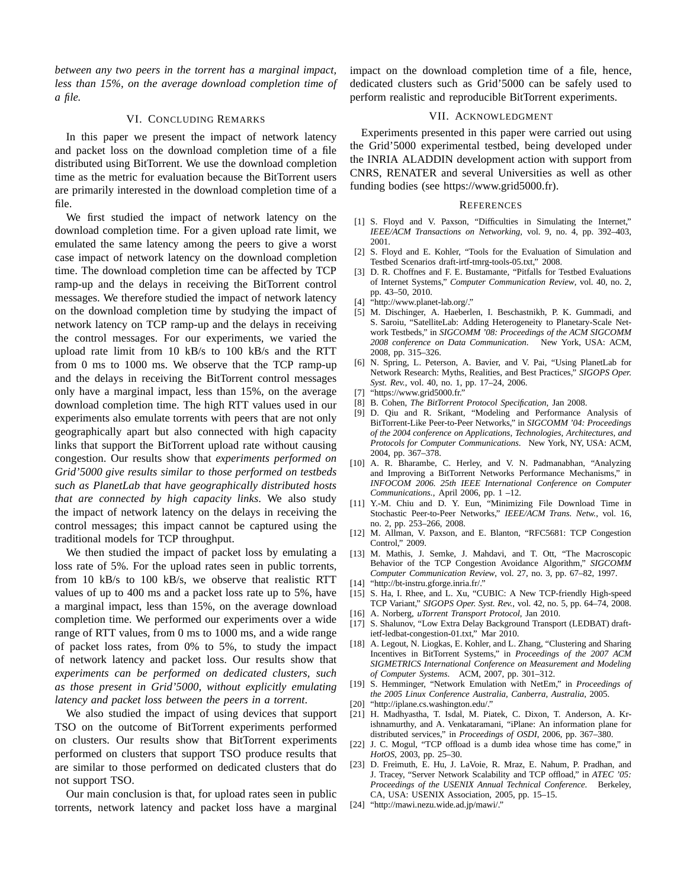*between any two peers in the torrent has a marginal impact, less than 15%, on the average download completion time of a file.*

## VI. Concluding Remarks

In this paper we present the impact of network latency and packet loss on the download completion time of a file distributed using BitTorrent. We use the download completion time as the metric for evaluation because the BitTorrent users are primarily interested in the download completion time of a file.

We first studied the impact of network latency on the download completion time. For a given upload rate limit, we emulated the same latency among the peers to give a worst case impact of network latency on the download completion time. The download completion time can be affected by TCP ramp-up and the delays in receiving the BitTorrent control messages. We therefore studied the impact of network latency on the download completion time by studying the impact of network latency on TCP ramp-up and the delays in receiving the control messages. For our experiments, we varied the upload rate limit from 10 kB/s to 100 kB/s and the RTT from 0 ms to 1000 ms. We observe that the TCP ramp-up and the delays in receiving the BitTorrent control messages only have a marginal impact, less than 15%, on the average download completion time. The high RTT values used in our experiments also emulate torrents with peers that are not only geographically apart but also connected with high capacity links that support the BitTorrent upload rate without causing congestion. Our results show that *experiments performed on Grid'5000 give results similar to those performed on testbeds such as PlanetLab that have geographically distributed hosts that are connected by high capacity links*. We also study the impact of network latency on the delays in receiving the control messages; this impact cannot be captured using the traditional models for TCP throughput.

We then studied the impact of packet loss by emulating a loss rate of 5%. For the upload rates seen in public torrents, from 10 kB/s to 100 kB/s, we observe that realistic RTT values of up to 400 ms and a packet loss rate up to 5%, have a marginal impact, less than 15%, on the average download completion time. We performed our experiments over a wide range of RTT values, from 0 ms to 1000 ms, and a wide range of packet loss rates, from 0% to 5%, to study the impact of network latency and packet loss. Our results show that *experiments can be performed on dedicated clusters, such as those present in Grid'5000, without explicitly emulating latency and packet loss between the peers in a torrent*.

We also studied the impact of using devices that support TSO on the outcome of BitTorrent experiments performed on clusters. Our results show that BitTorrent experiments performed on clusters that support TSO produce results that are similar to those performed on dedicated clusters that do not support TSO.

Our main conclusion is that, for upload rates seen in public torrents, network latency and packet loss have a marginal impact on the download completion time of a file, hence, dedicated clusters such as Grid'5000 can be safely used to perform realistic and reproducible BitTorrent experiments.

## VII. Acknowledgment

Experiments presented in this paper were carried out using the Grid'5000 experimental testbed, being developed under the INRIA ALADDIN development action with support from CNRS, RENATER and several Universities as well as other funding bodies (see https://www.grid5000.fr).

## References

[1] S. Floyd and V. Paxson, "Difficulties in Simulating the Internet," *IEEE/ACM Transactions on Networking*, vol. 9, no. 4, pp. 392–403, 2001.

[2] S. Floyd and E. Kohler, "Tools for the Evaluation of Simulation and Testbed Scenarios draft-irtf-tmrg-tools-05.txt," 2008.

[3] D. R. Choffnes and F. E. Bustamante, "Pitfalls for Testbed Evaluations of Internet Systems," *Computer Communication Review*, vol. 40, no. 2, pp. 43–50, 2010.

[4] "http://www.planet-lab.org/."

[5] M. Dischinger, A. Haeberlen, I. Beschastnikh, P. K. Gummadi, and S. Saroiu, "SatelliteLab: Adding Heterogeneity to Planetary-Scale Network Testbeds," in *SIGCOMM '08: Proceedings of the ACM SIGCOMM 2008 conference on Data Communication*. New York, USA: ACM, 2008, pp. 315–326.

[6] N. Spring, L. Peterson, A. Bavier, and V. Pai, "Using PlanetLab for Network Research: Myths, Realities, and Best Practices," *SIGOPS Oper. Syst. Rev.*, vol. 40, no. 1, pp. 17–24, 2006.

[7] "https://www.grid5000.fr."

[8] B. Cohen, *The BitTorrent Protocol Specification*, Jan 2008.

[9] D. Qiu and R. Srikant, "Modeling and Performance Analysis of BitTorrent-Like Peer-to-Peer Networks," in *SIGCOMM '04: Proceedings of the 2004 conference on Applications, Technologies, Architectures, and Protocols for Computer Communications*. New York, NY, USA: ACM, 2004, pp. 367–378.

[10] A. R. Bharambe, C. Herley, and V. N. Padmanabhan, "Analyzing and Improving a BitTorrent Networks Performance Mechanisms," in *INFOCOM 2006. 25th IEEE International Conference on Computer Communications.*, April 2006, pp. 1 –12.

[11] Y.-M. Chiu and D. Y. Eun, "Minimizing File Download Time in Stochastic Peer-to-Peer Networks," *IEEE/ACM Trans. Netw.*, vol. 16, no. 2, pp. 253–266, 2008.

[12] M. Allman, V. Paxson, and E. Blanton, "RFC5681: TCP Congestion Control," 2009.

[13] M. Mathis, J. Semke, J. Mahdavi, and T. Ott, "The Macroscopic Behavior of the TCP Congestion Avoidance Algorithm," *SIGCOMM Computer Communication Review*, vol. 27, no. 3, pp. 67–82, 1997.

[14] "http://bt-instru.gforge.inria.fr/."

[15] S. Ha, I. Rhee, and L. Xu, "CUBIC: A New TCP-friendly High-speed TCP Variant," *SIGOPS Oper. Syst. Rev.*, vol. 42, no. 5, pp. 64–74, 2008.

[16] A. Norberg, *uTorrent Transport Protocol*, Jan 2010.

[17] S. Shalunov, "Low Extra Delay Background Transport (LEDBAT) draft-ietf-ledbat-congestion-01.txt," Mar 2010.

[18] A. Legout, N. Liogkas, E. Kohler, and L. Zhang, "Clustering and Sharing Incentives in BitTorrent Systems," in *Proceedings of the 2007 ACM SIGMETRICS International Conference on Measurement and Modeling of Computer Systems*. ACM, 2007, pp. 301–312.

[19] S. Hemminger, "Network Emulation with NetEm," in *Proceedings of the 2005 Linux Conference Australia, Canberra, Australia*, 2005.

[20] "http://iplane.cs.washington.edu/."

[21] H. Madhyastha, T. Isdal, M. Piatek, C. Dixon, T. Anderson, A. Krishnamurthy, and A. Venkataramani, "iPlane: An information plane for distributed services," in *Proceedings of OSDI*, 2006, pp. 367–380.

[22] J. C. Mogul, "TCP offload is a dumb idea whose time has come," in *HotOS*, 2003, pp. 25–30.

[23] D. Freimuth, E. Hu, J. LaVoie, R. Mraz, E. Nahum, P. Pradhan, and J. Tracey, "Server Network Scalability and TCP offload," in *ATEC '05: Proceedings of the USENIX Annual Technical Conference*. Berkeley, CA, USA: USENIX Association, 2005, pp. 15–15.

[24] "http://mawi.nezu.wide.ad.jp/mawi/."